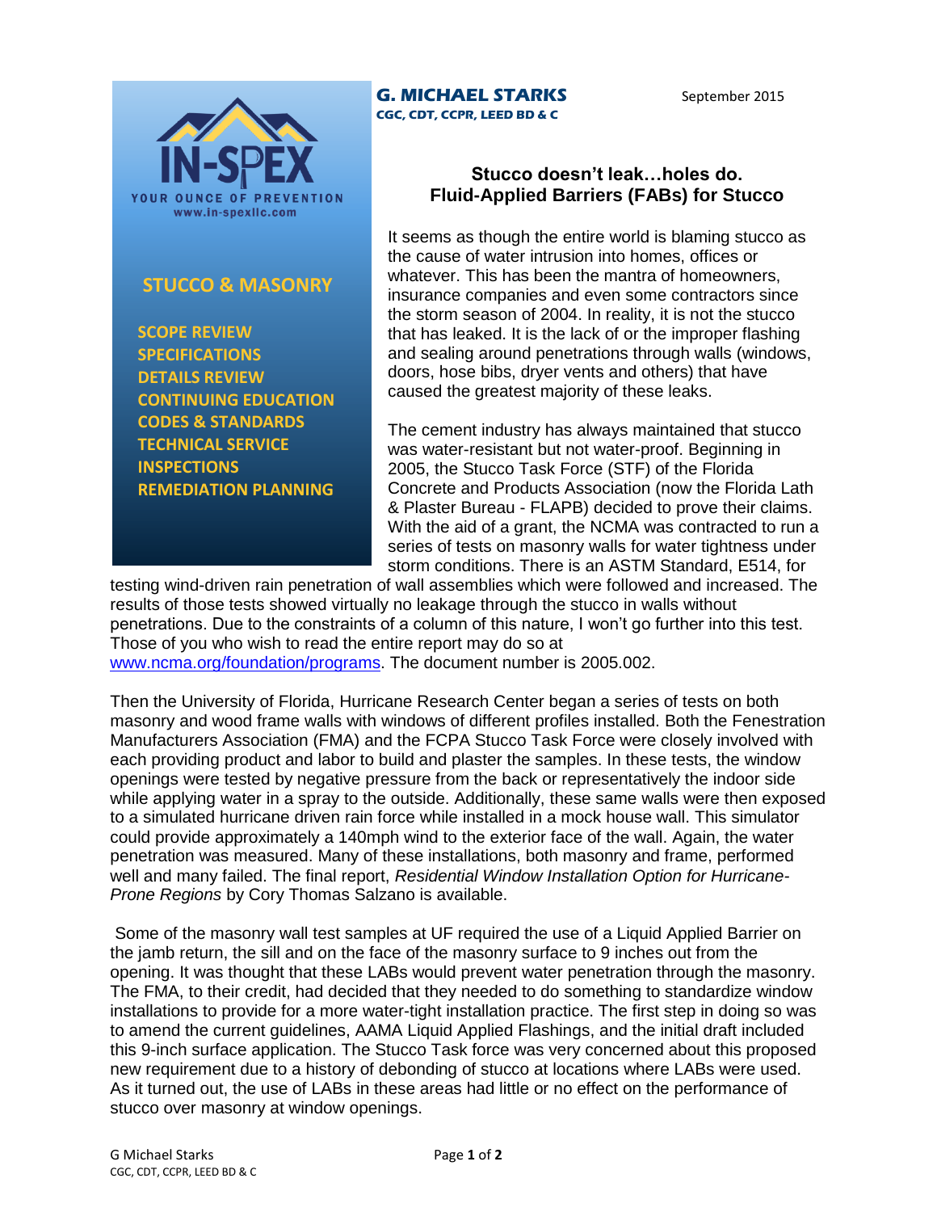**G. MICHAEL STARKS**
**CGC, CDT, CCPR, LEED BD & C**

September 2015

IN-SPEX
YOUR OUNCE OF PREVENTION
www.in-spexllc.com

**STUCCO & MASONRY**

- SCOPE REVIEW
- SPECIFICATIONS
- DETAILS REVIEW
- CONTINUING EDUCATION
- CODES & STANDARDS
- TECHNICAL SERVICE
- INSPECTIONS
- REMEDIATION PLANNING

## Stucco doesn't leak…holes do.
## Fluid-Applied Barriers (FABs) for Stucco

It seems as though the entire world is blaming stucco as the cause of water intrusion into homes, offices or whatever. This has been the mantra of homeowners, insurance companies and even some contractors since the storm season of 2004. In reality, it is not the stucco that has leaked. It is the lack of or the improper flashing and sealing around penetrations through walls (windows, doors, hose bibs, dryer vents and others) that have caused the greatest majority of these leaks.

The cement industry has always maintained that stucco was water-resistant but not water-proof. Beginning in 2005, the Stucco Task Force (STF) of the Florida Concrete and Products Association (now the Florida Lath & Plaster Bureau - FLAPB) decided to prove their claims. With the aid of a grant, the NCMA was contracted to run a series of tests on masonry walls for water tightness under storm conditions. There is an ASTM Standard, E514, for testing wind-driven rain penetration of wall assemblies which were followed and increased. The results of those tests showed virtually no leakage through the stucco in walls without penetrations. Due to the constraints of a column of this nature, I won't go further into this test. Those of you who wish to read the entire report may do so at www.ncma.org/foundation/programs. The document number is 2005.002.

Then the University of Florida, Hurricane Research Center began a series of tests on both masonry and wood frame walls with windows of different profiles installed. Both the Fenestration Manufacturers Association (FMA) and the FCPA Stucco Task Force were closely involved with each providing product and labor to build and plaster the samples. In these tests, the window openings were tested by negative pressure from the back or representatively the indoor side while applying water in a spray to the outside. Additionally, these same walls were then exposed to a simulated hurricane driven rain force while installed in a mock house wall. This simulator could provide approximately a 140mph wind to the exterior face of the wall. Again, the water penetration was measured. Many of these installations, both masonry and frame, performed well and many failed. The final report, *Residential Window Installation Option for Hurricane-Prone Regions* by Cory Thomas Salzano is available.

Some of the masonry wall test samples at UF required the use of a Liquid Applied Barrier on the jamb return, the sill and on the face of the masonry surface to 9 inches out from the opening. It was thought that these LABs would prevent water penetration through the masonry. The FMA, to their credit, had decided that they needed to do something to standardize window installations to provide for a more water-tight installation practice. The first step in doing so was to amend the current guidelines, AAMA Liquid Applied Flashings, and the initial draft included this 9-inch surface application. The Stucco Task force was very concerned about this proposed new requirement due to a history of debonding of stucco at locations where LABs were used. As it turned out, the use of LABs in these areas had little or no effect on the performance of stucco over masonry at window openings.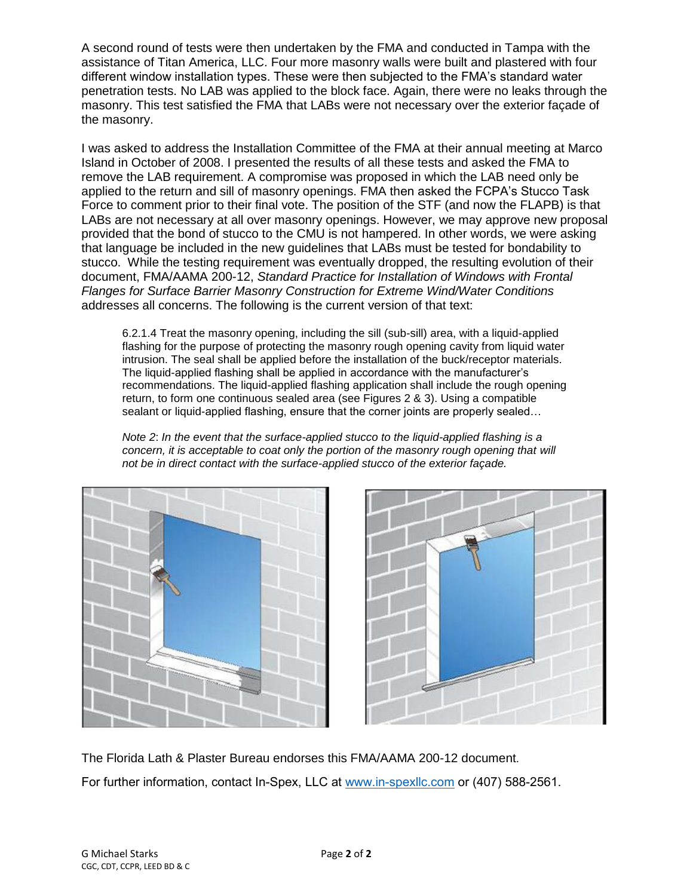A second round of tests were then undertaken by the FMA and conducted in Tampa with the assistance of Titan America, LLC. Four more masonry walls were built and plastered with four different window installation types. These were then subjected to the FMA's standard water penetration tests. No LAB was applied to the block face. Again, there were no leaks through the masonry. This test satisfied the FMA that LABs were not necessary over the exterior façade of the masonry.

I was asked to address the Installation Committee of the FMA at their annual meeting at Marco Island in October of 2008. I presented the results of all these tests and asked the FMA to remove the LAB requirement. A compromise was proposed in which the LAB need only be applied to the return and sill of masonry openings. FMA then asked the FCPA's Stucco Task Force to comment prior to their final vote. The position of the STF (and now the FLAPB) is that LABs are not necessary at all over masonry openings. However, we may approve new proposal provided that the bond of stucco to the CMU is not hampered. In other words, we were asking that language be included in the new guidelines that LABs must be tested for bondability to stucco. While the testing requirement was eventually dropped, the resulting evolution of their document, FMA/AAMA 200-12, *Standard Practice for Installation of Windows with Frontal Flanges for Surface Barrier Masonry Construction for Extreme Wind/Water Conditions* addresses all concerns. The following is the current version of that text:

> 6.2.1.4 Treat the masonry opening, including the sill (sub-sill) area, with a liquid-applied flashing for the purpose of protecting the masonry rough opening cavity from liquid water intrusion. The seal shall be applied before the installation of the buck/receptor materials. The liquid-applied flashing shall be applied in accordance with the manufacturer's recommendations. The liquid-applied flashing application shall include the rough opening return, to form one continuous sealed area (see Figures 2 & 3). Using a compatible sealant or liquid-applied flashing, ensure that the corner joints are properly sealed…
>
> *Note 2*: *In the event that the surface-applied stucco to the liquid-applied flashing is a concern, it is acceptable to coat only the portion of the masonry rough opening that will not be in direct contact with the surface-applied stucco of the exterior façade.*

The Florida Lath & Plaster Bureau endorses this FMA/AAMA 200-12 document.

For further information, contact In-Spex, LLC at www.in-spexllc.com or (407) 588-2561.

G Michael Starks
CGC, CDT, CCPR, LEED BD & C